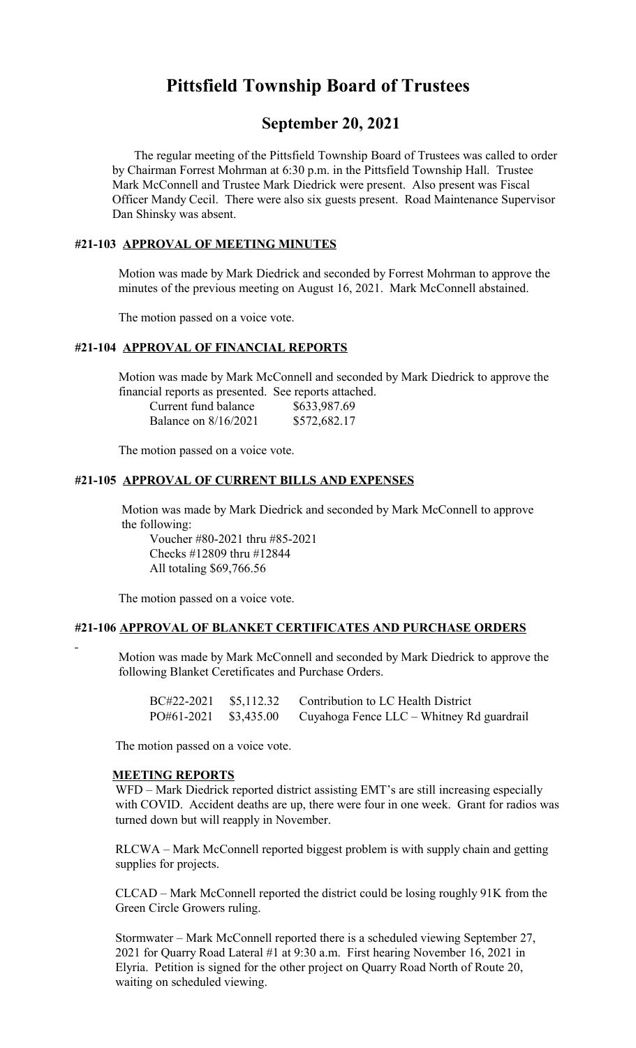# Pittsfield Township Board of Trustees

## September 20, 2021

The regular meeting of the Pittsfield Township Board of Trustees was called to order by Chairman Forrest Mohrman at 6:30 p.m. in the Pittsfield Township Hall. Trustee Mark McConnell and Trustee Mark Diedrick were present. Also present was Fiscal Officer Mandy Cecil. There were also six guests present. Road Maintenance Supervisor Dan Shinsky was absent.

### #21-103 APPROVAL OF MEETING MINUTES

Motion was made by Mark Diedrick and seconded by Forrest Mohrman to approve the minutes of the previous meeting on August 16, 2021. Mark McConnell abstained.

The motion passed on a voice vote.

### #21-104 APPROVAL OF FINANCIAL REPORTS

Motion was made by Mark McConnell and seconded by Mark Diedrick to approve the financial reports as presented. See reports attached.

| | |
|---|---|
| Current fund balance | $633,987.69 |
| Balance on 8/16/2021 | $572,682.17 |

The motion passed on a voice vote.

### #21-105 APPROVAL OF CURRENT BILLS AND EXPENSES

Motion was made by Mark Diedrick and seconded by Mark McConnell to approve the following:

Voucher #80-2021 thru #85-2021
Checks #12809 thru #12844
All totaling $69,766.56

The motion passed on a voice vote.

### #21-106 APPROVAL OF BLANKET CERTIFICATES AND PURCHASE ORDERS

Motion was made by Mark McConnell and seconded by Mark Diedrick to approve the following Blanket Ceretificates and Purchase Orders.

| | | |
|---|---|---|
| BC#22-2021 | $5,112.32 | Contribution to LC Health District |
| PO#61-2021 | $3,435.00 | Cuyahoga Fence LLC – Whitney Rd guardrail |

The motion passed on a voice vote.

### MEETING REPORTS

WFD – Mark Diedrick reported district assisting EMT's are still increasing especially with COVID. Accident deaths are up, there were four in one week. Grant for radios was turned down but will reapply in November.

RLCWA – Mark McConnell reported biggest problem is with supply chain and getting supplies for projects.

CLCAD – Mark McConnell reported the district could be losing roughly 91K from the Green Circle Growers ruling.

Stormwater – Mark McConnell reported there is a scheduled viewing September 27, 2021 for Quarry Road Lateral #1 at 9:30 a.m. First hearing November 16, 2021 in Elyria. Petition is signed for the other project on Quarry Road North of Route 20, waiting on scheduled viewing.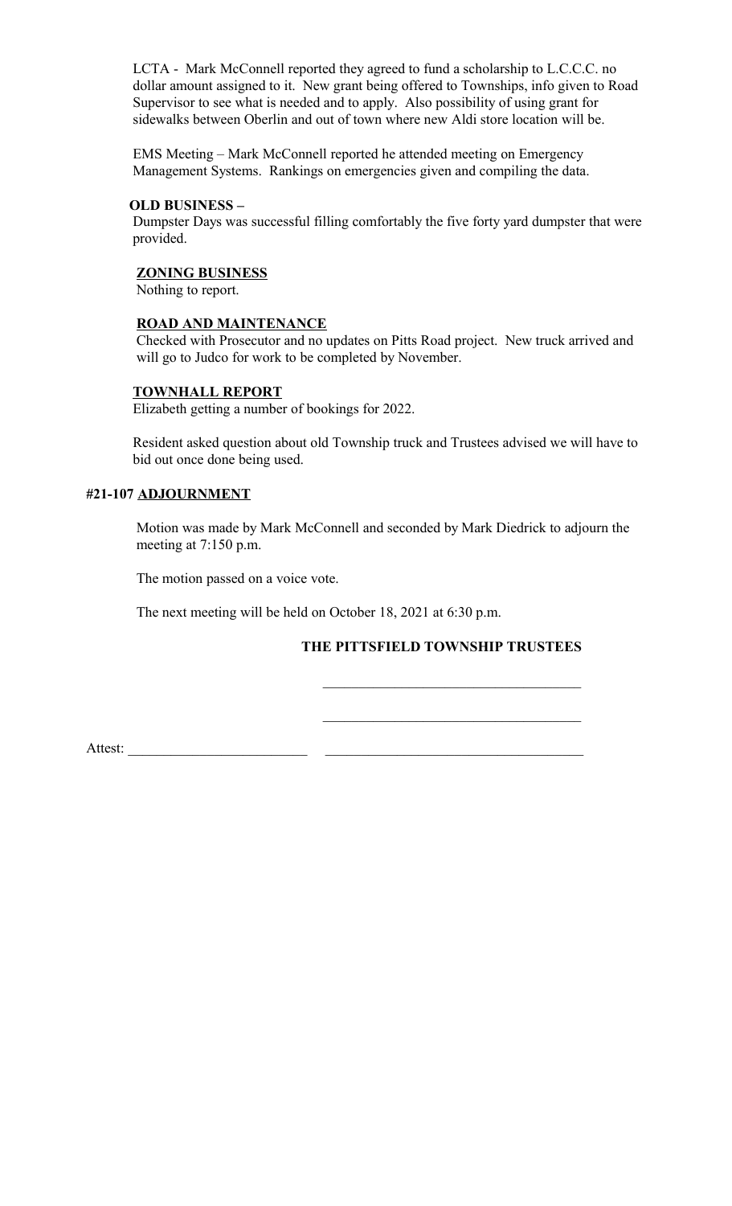LCTA - Mark McConnell reported they agreed to fund a scholarship to L.C.C.C. no dollar amount assigned to it. New grant being offered to Townships, info given to Road Supervisor to see what is needed and to apply. Also possibility of using grant for sidewalks between Oberlin and out of town where new Aldi store location will be.

EMS Meeting – Mark McConnell reported he attended meeting on Emergency Management Systems. Rankings on emergencies given and compiling the data.

**OLD BUSINESS –**

Dumpster Days was successful filling comfortably the five forty yard dumpster that were provided.

**ZONING BUSINESS**

Nothing to report.

**ROAD AND MAINTENANCE**

Checked with Prosecutor and no updates on Pitts Road project. New truck arrived and will go to Judco for work to be completed by November.

**TOWNHALL REPORT**

Elizabeth getting a number of bookings for 2022.

Resident asked question about old Township truck and Trustees advised we will have to bid out once done being used.

**#21-107 ADJOURNMENT**

Motion was made by Mark McConnell and seconded by Mark Diedrick to adjourn the meeting at 7:150 p.m.

The motion passed on a voice vote.

The next meeting will be held on October 18, 2021 at 6:30 p.m.

**THE PITTSFIELD TOWNSHIP TRUSTEES**

\_\_\_\_\_\_\_\_\_\_\_\_\_\_\_\_\_\_\_\_\_\_\_\_\_\_\_\_\_\_\_\_\_\_\_

\_\_\_\_\_\_\_\_\_\_\_\_\_\_\_\_\_\_\_\_\_\_\_\_\_\_\_\_\_\_\_\_\_\_\_

Attest: \_\_\_\_\_\_\_\_\_\_\_\_\_\_\_\_\_\_\_\_\_\_\_\_\_ \_\_\_\_\_\_\_\_\_\_\_\_\_\_\_\_\_\_\_\_\_\_\_\_\_\_\_\_\_\_\_\_\_\_\_